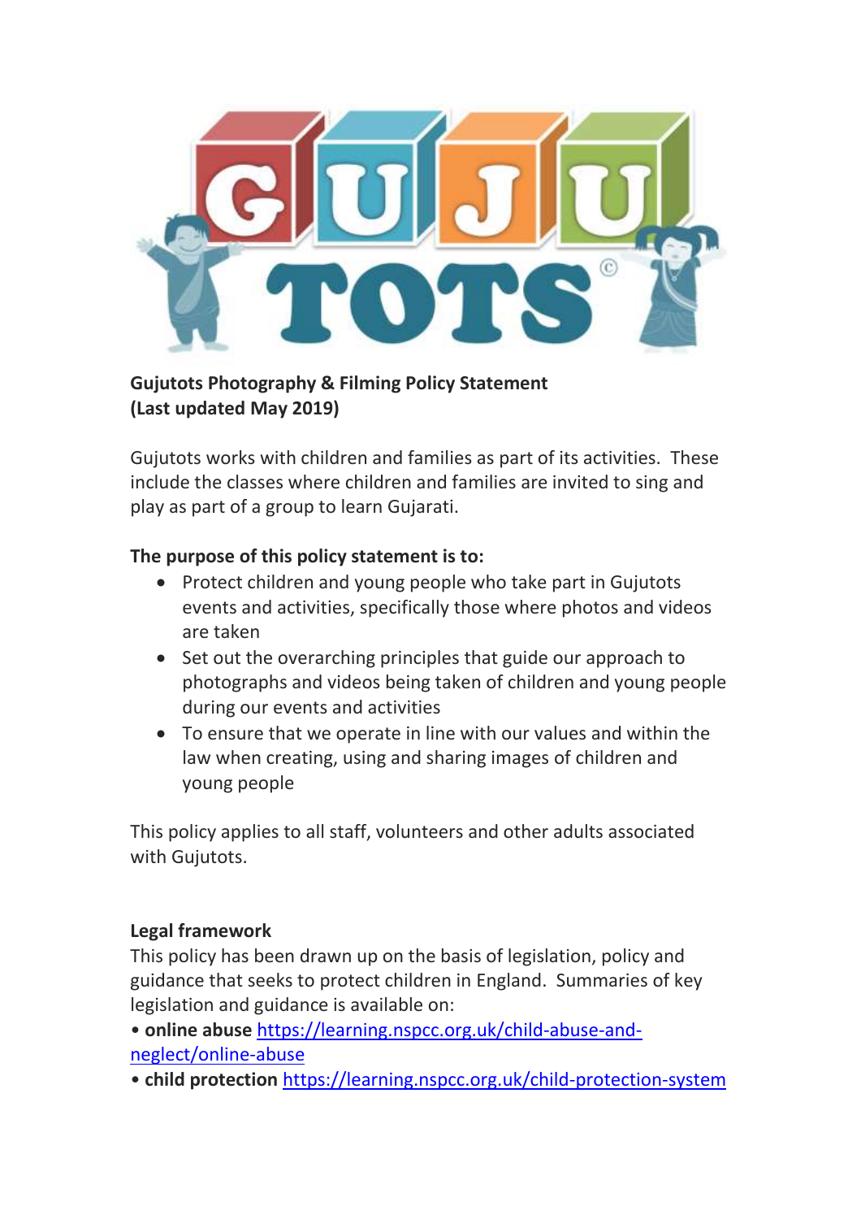**Gujutots Photography & Filming Policy Statement**
**(Last updated May 2019)**

Gujutots works with children and families as part of its activities. These include the classes where children and families are invited to sing and play as part of a group to learn Gujarati.

**The purpose of this policy statement is to:**

- Protect children and young people who take part in Gujutots events and activities, specifically those where photos and videos are taken
- Set out the overarching principles that guide our approach to photographs and videos being taken of children and young people during our events and activities
- To ensure that we operate in line with our values and within the law when creating, using and sharing images of children and young people

This policy applies to all staff, volunteers and other adults associated with Gujutots.

**Legal framework**

This policy has been drawn up on the basis of legislation, policy and guidance that seeks to protect children in England. Summaries of key legislation and guidance is available on:

- **online abuse** [https://learning.nspcc.org.uk/child-abuse-and-neglect/online-abuse](https://learning.nspcc.org.uk/child-abuse-and-neglect/online-abuse)
- **child protection** [https://learning.nspcc.org.uk/child-protection-system](https://learning.nspcc.org.uk/child-protection-system)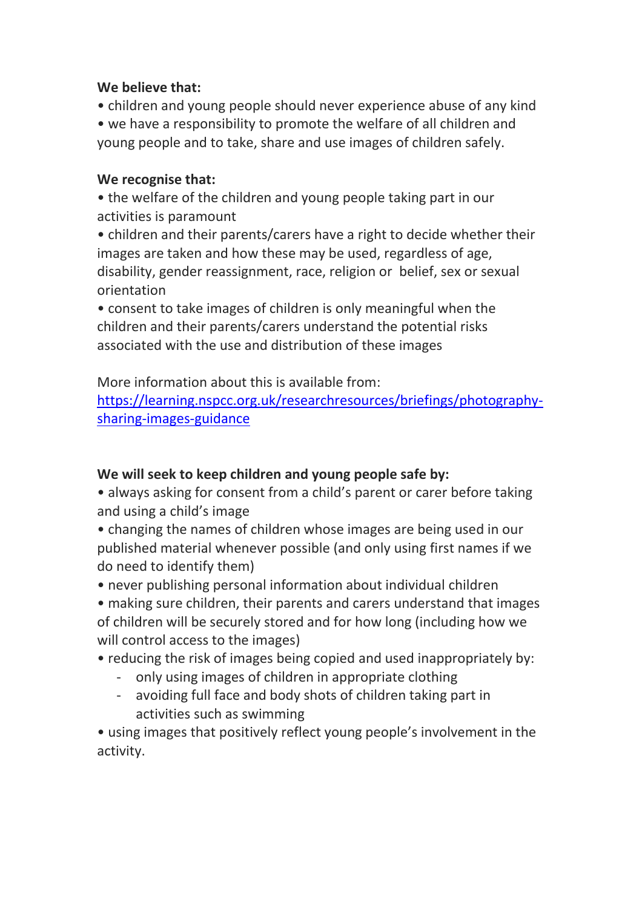**We believe that:**

- children and young people should never experience abuse of any kind
- we have a responsibility to promote the welfare of all children and young people and to take, share and use images of children safely.

**We recognise that:**

- the welfare of the children and young people taking part in our activities is paramount
- children and their parents/carers have a right to decide whether their images are taken and how these may be used, regardless of age, disability, gender reassignment, race, religion or belief, sex or sexual orientation
- consent to take images of children is only meaningful when the children and their parents/carers understand the potential risks associated with the use and distribution of these images

More information about this is available from: [https://learning.nspcc.org.uk/researchresources/briefings/photography-sharing-images-guidance](https://learning.nspcc.org.uk/researchresources/briefings/photography-sharing-images-guidance)

**We will seek to keep children and young people safe by:**

- always asking for consent from a child's parent or carer before taking and using a child's image
- changing the names of children whose images are being used in our published material whenever possible (and only using first names if we do need to identify them)
- never publishing personal information about individual children
- making sure children, their parents and carers understand that images of children will be securely stored and for how long (including how we will control access to the images)
- reducing the risk of images being copied and used inappropriately by:
  - only using images of children in appropriate clothing
  - avoiding full face and body shots of children taking part in activities such as swimming
- using images that positively reflect young people's involvement in the activity.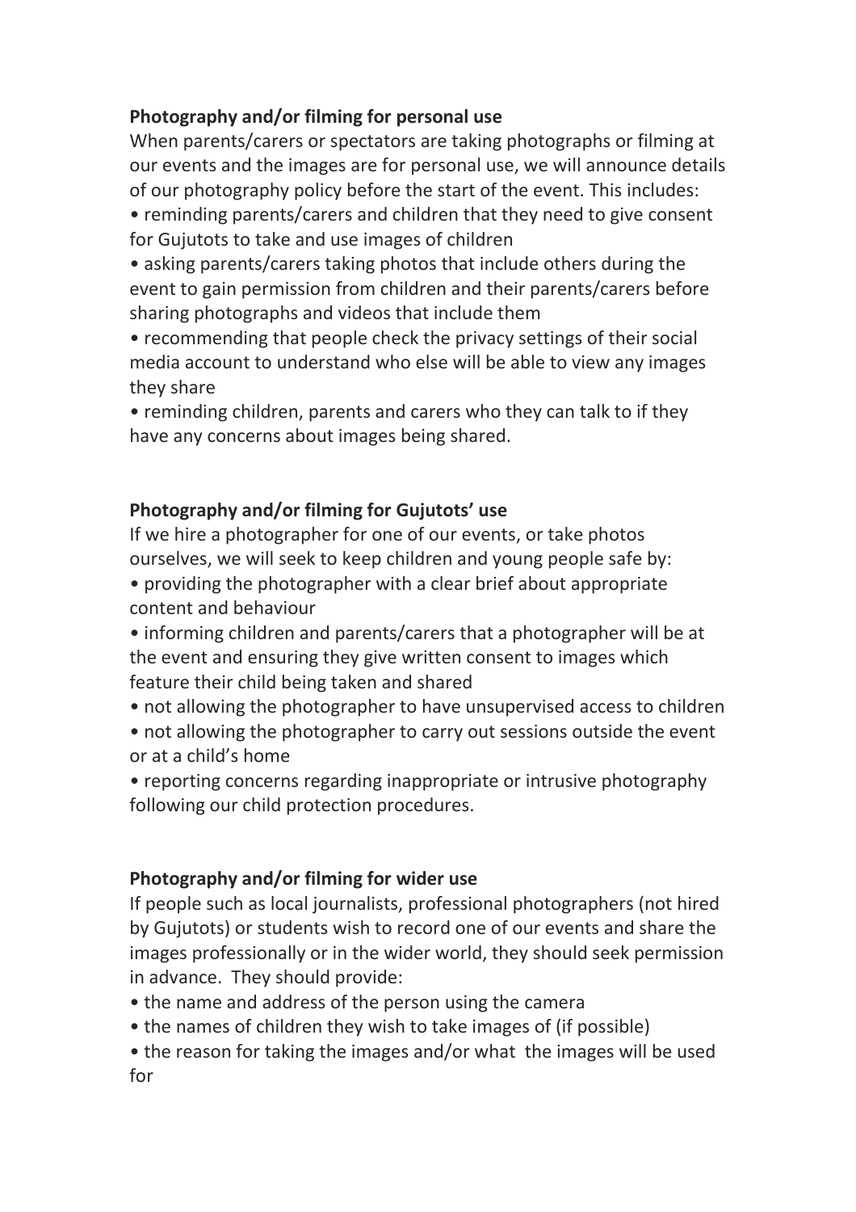**Photography and/or filming for personal use**

When parents/carers or spectators are taking photographs or filming at our events and the images are for personal use, we will announce details of our photography policy before the start of the event. This includes:

- reminding parents/carers and children that they need to give consent for Gujutots to take and use images of children
- asking parents/carers taking photos that include others during the event to gain permission from children and their parents/carers before sharing photographs and videos that include them
- recommending that people check the privacy settings of their social media account to understand who else will be able to view any images they share
- reminding children, parents and carers who they can talk to if they have any concerns about images being shared.

**Photography and/or filming for Gujutots' use**

If we hire a photographer for one of our events, or take photos ourselves, we will seek to keep children and young people safe by:

- providing the photographer with a clear brief about appropriate content and behaviour
- informing children and parents/carers that a photographer will be at the event and ensuring they give written consent to images which feature their child being taken and shared
- not allowing the photographer to have unsupervised access to children
- not allowing the photographer to carry out sessions outside the event or at a child's home
- reporting concerns regarding inappropriate or intrusive photography following our child protection procedures.

**Photography and/or filming for wider use**

If people such as local journalists, professional photographers (not hired by Gujutots) or students wish to record one of our events and share the images professionally or in the wider world, they should seek permission in advance. They should provide:

- the name and address of the person using the camera
- the names of children they wish to take images of (if possible)
- the reason for taking the images and/or what the images will be used for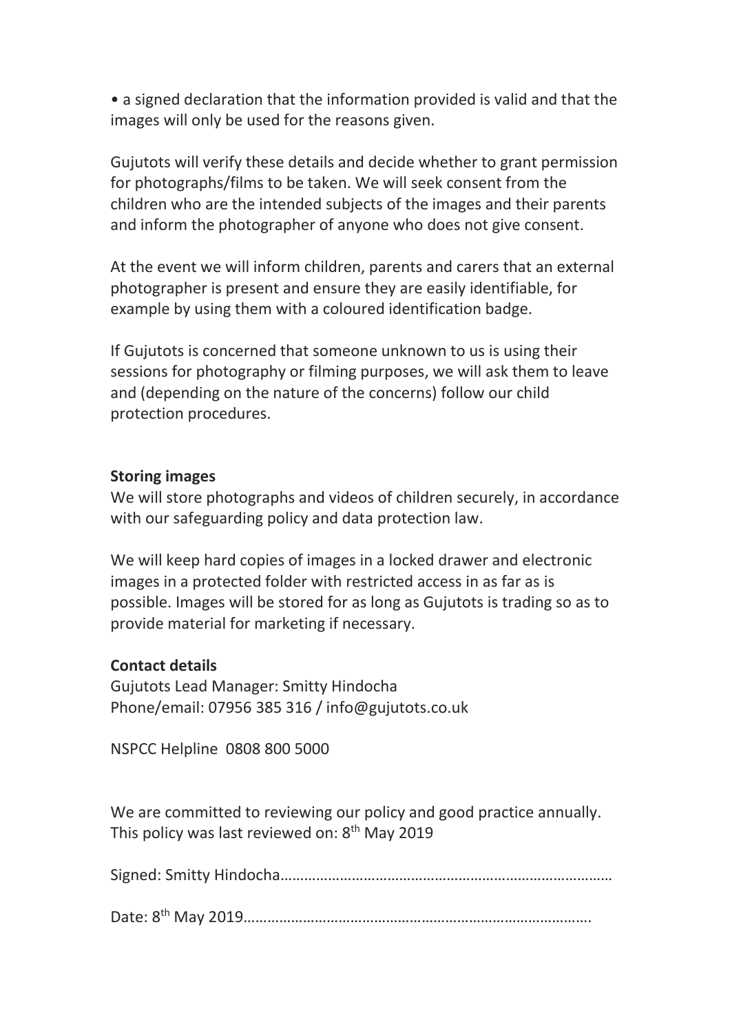• a signed declaration that the information provided is valid and that the images will only be used for the reasons given.

Gujutots will verify these details and decide whether to grant permission for photographs/films to be taken. We will seek consent from the children who are the intended subjects of the images and their parents and inform the photographer of anyone who does not give consent.

At the event we will inform children, parents and carers that an external photographer is present and ensure they are easily identifiable, for example by using them with a coloured identification badge.

If Gujutots is concerned that someone unknown to us is using their sessions for photography or filming purposes, we will ask them to leave and (depending on the nature of the concerns) follow our child protection procedures.

**Storing images**

We will store photographs and videos of children securely, in accordance with our safeguarding policy and data protection law.

We will keep hard copies of images in a locked drawer and electronic images in a protected folder with restricted access in as far as is possible. Images will be stored for as long as Gujutots is trading so as to provide material for marketing if necessary.

**Contact details**

Gujutots Lead Manager: Smitty Hindocha
Phone/email: 07956 385 316 / info@gujutots.co.uk

NSPCC Helpline 0808 800 5000

We are committed to reviewing our policy and good practice annually. This policy was last reviewed on: 8th May 2019

Signed: Smitty Hindocha……………………………………………………………………………

Date: 8th May 2019…………………………………………………………………………….